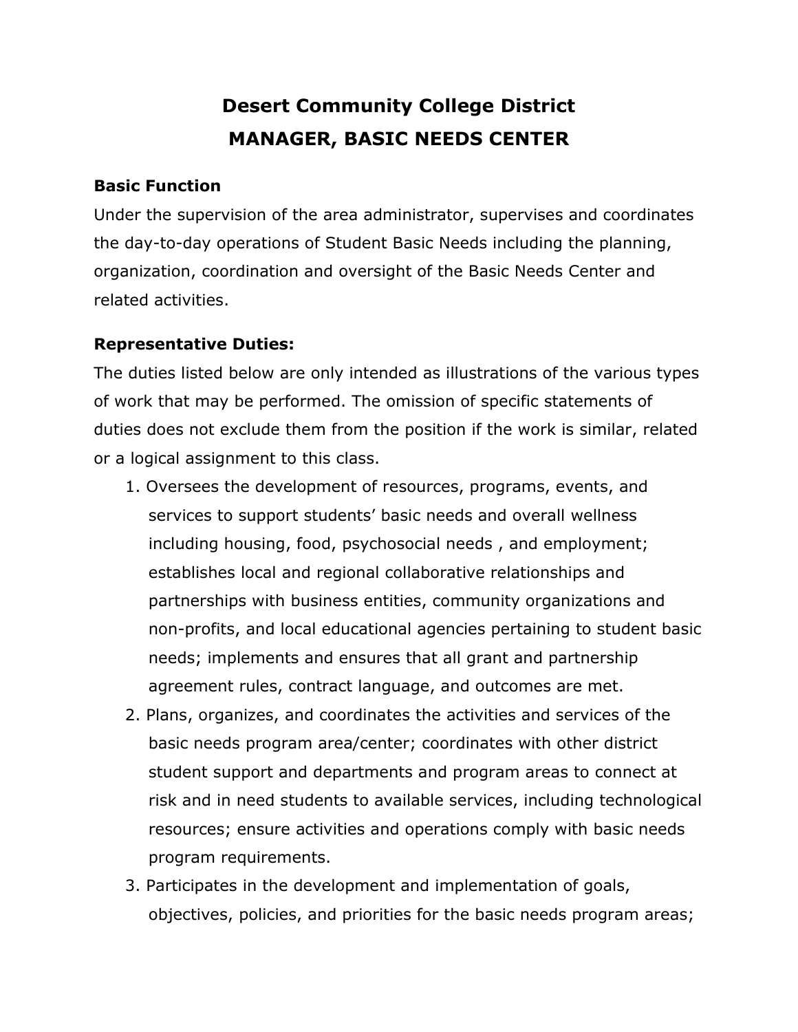# Desert Community College District
## MANAGER, BASIC NEEDS CENTER

### Basic Function

Under the supervision of the area administrator, supervises and coordinates the day-to-day operations of Student Basic Needs including the planning, organization, coordination and oversight of the Basic Needs Center and related activities.

### Representative Duties:

The duties listed below are only intended as illustrations of the various types of work that may be performed. The omission of specific statements of duties does not exclude them from the position if the work is similar, related or a logical assignment to this class.

1. Oversees the development of resources, programs, events, and services to support students' basic needs and overall wellness including housing, food, psychosocial needs , and employment; establishes local and regional collaborative relationships and partnerships with business entities, community organizations and non-profits, and local educational agencies pertaining to student basic needs; implements and ensures that all grant and partnership agreement rules, contract language, and outcomes are met.
2. Plans, organizes, and coordinates the activities and services of the basic needs program area/center; coordinates with other district student support and departments and program areas to connect at risk and in need students to available services, including technological resources; ensure activities and operations comply with basic needs program requirements.
3. Participates in the development and implementation of goals, objectives, policies, and priorities for the basic needs program areas;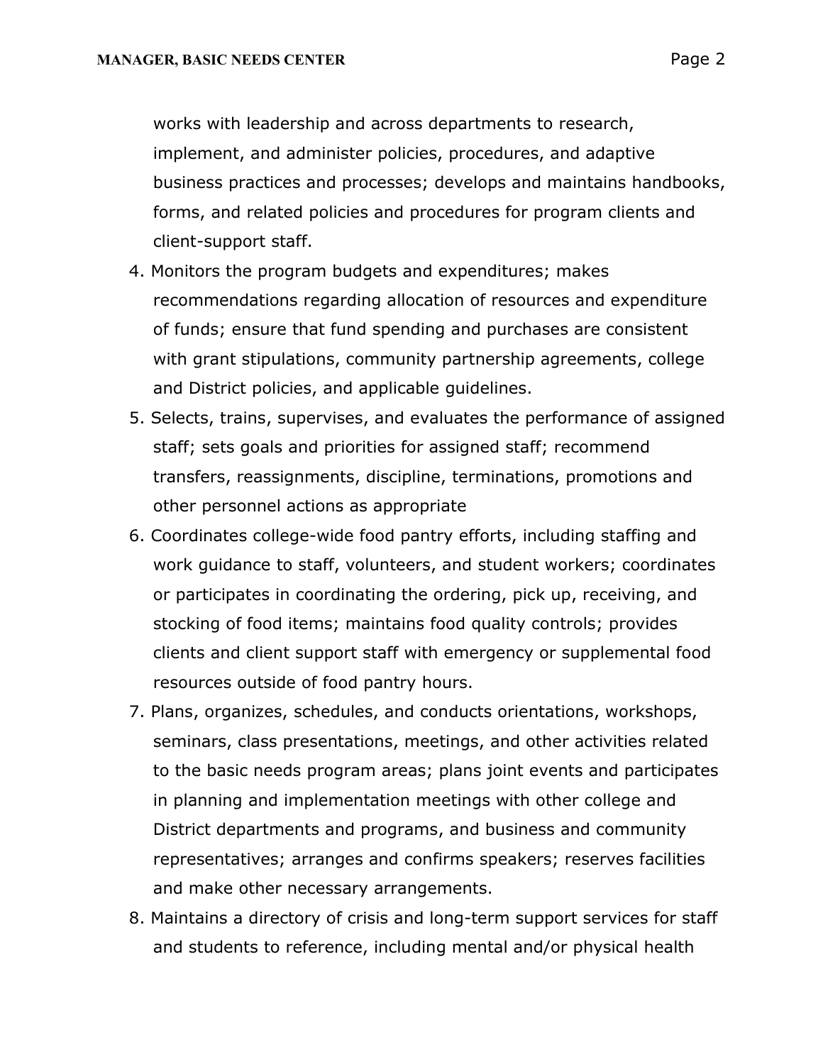works with leadership and across departments to research, implement, and administer policies, procedures, and adaptive business practices and processes; develops and maintains handbooks, forms, and related policies and procedures for program clients and client-support staff.

4. Monitors the program budgets and expenditures; makes recommendations regarding allocation of resources and expenditure of funds; ensure that fund spending and purchases are consistent with grant stipulations, community partnership agreements, college and District policies, and applicable guidelines.
5. Selects, trains, supervises, and evaluates the performance of assigned staff; sets goals and priorities for assigned staff; recommend transfers, reassignments, discipline, terminations, promotions and other personnel actions as appropriate
6. Coordinates college-wide food pantry efforts, including staffing and work guidance to staff, volunteers, and student workers; coordinates or participates in coordinating the ordering, pick up, receiving, and stocking of food items; maintains food quality controls; provides clients and client support staff with emergency or supplemental food resources outside of food pantry hours.
7. Plans, organizes, schedules, and conducts orientations, workshops, seminars, class presentations, meetings, and other activities related to the basic needs program areas; plans joint events and participates in planning and implementation meetings with other college and District departments and programs, and business and community representatives; arranges and confirms speakers; reserves facilities and make other necessary arrangements.
8. Maintains a directory of crisis and long-term support services for staff and students to reference, including mental and/or physical health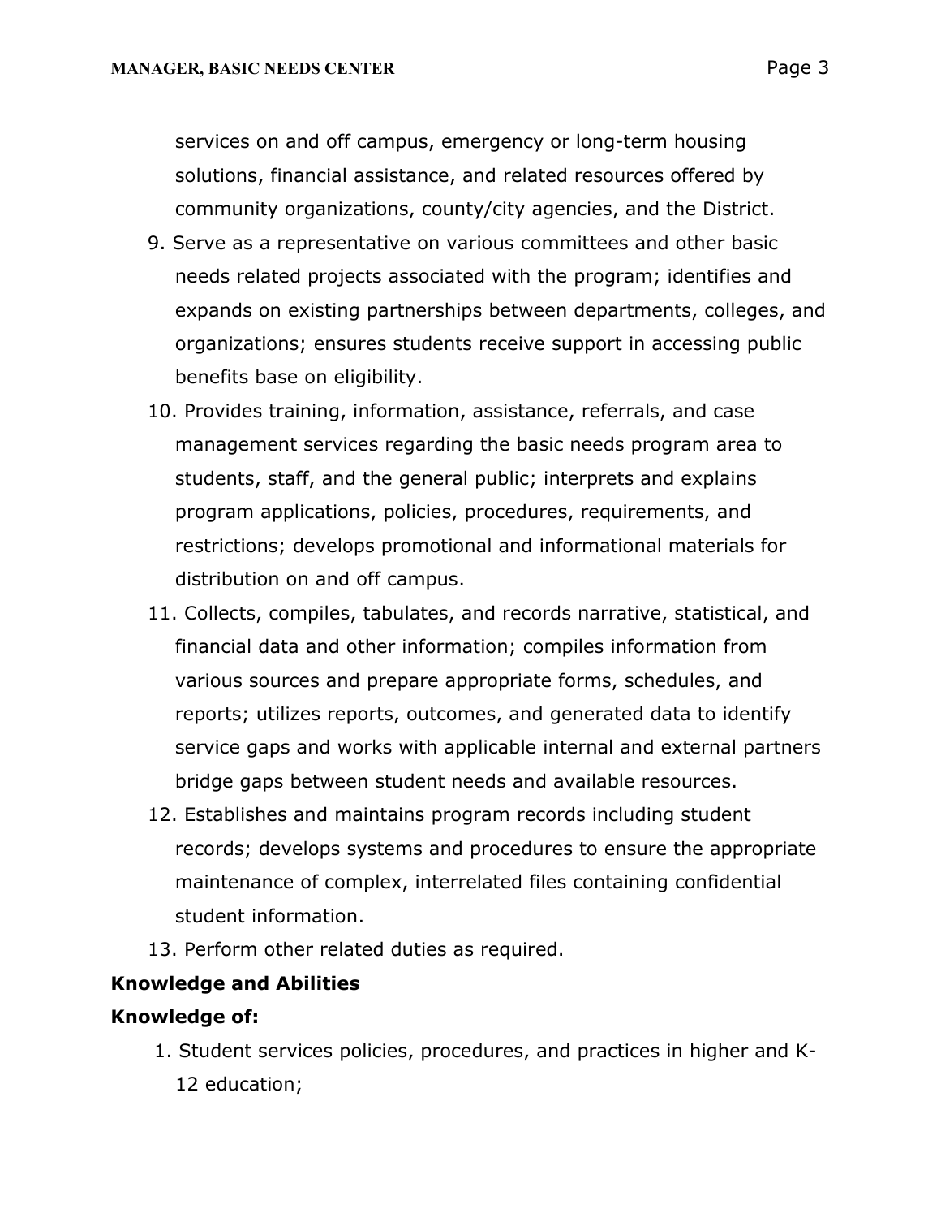services on and off campus, emergency or long-term housing solutions, financial assistance, and related resources offered by community organizations, county/city agencies, and the District.

9. Serve as a representative on various committees and other basic needs related projects associated with the program; identifies and expands on existing partnerships between departments, colleges, and organizations; ensures students receive support in accessing public benefits base on eligibility.
10. Provides training, information, assistance, referrals, and case management services regarding the basic needs program area to students, staff, and the general public; interprets and explains program applications, policies, procedures, requirements, and restrictions; develops promotional and informational materials for distribution on and off campus.
11. Collects, compiles, tabulates, and records narrative, statistical, and financial data and other information; compiles information from various sources and prepare appropriate forms, schedules, and reports; utilizes reports, outcomes, and generated data to identify service gaps and works with applicable internal and external partners bridge gaps between student needs and available resources.
12. Establishes and maintains program records including student records; develops systems and procedures to ensure the appropriate maintenance of complex, interrelated files containing confidential student information.
13. Perform other related duties as required.

**Knowledge and Abilities**

**Knowledge of:**

1. Student services policies, procedures, and practices in higher and K-12 education;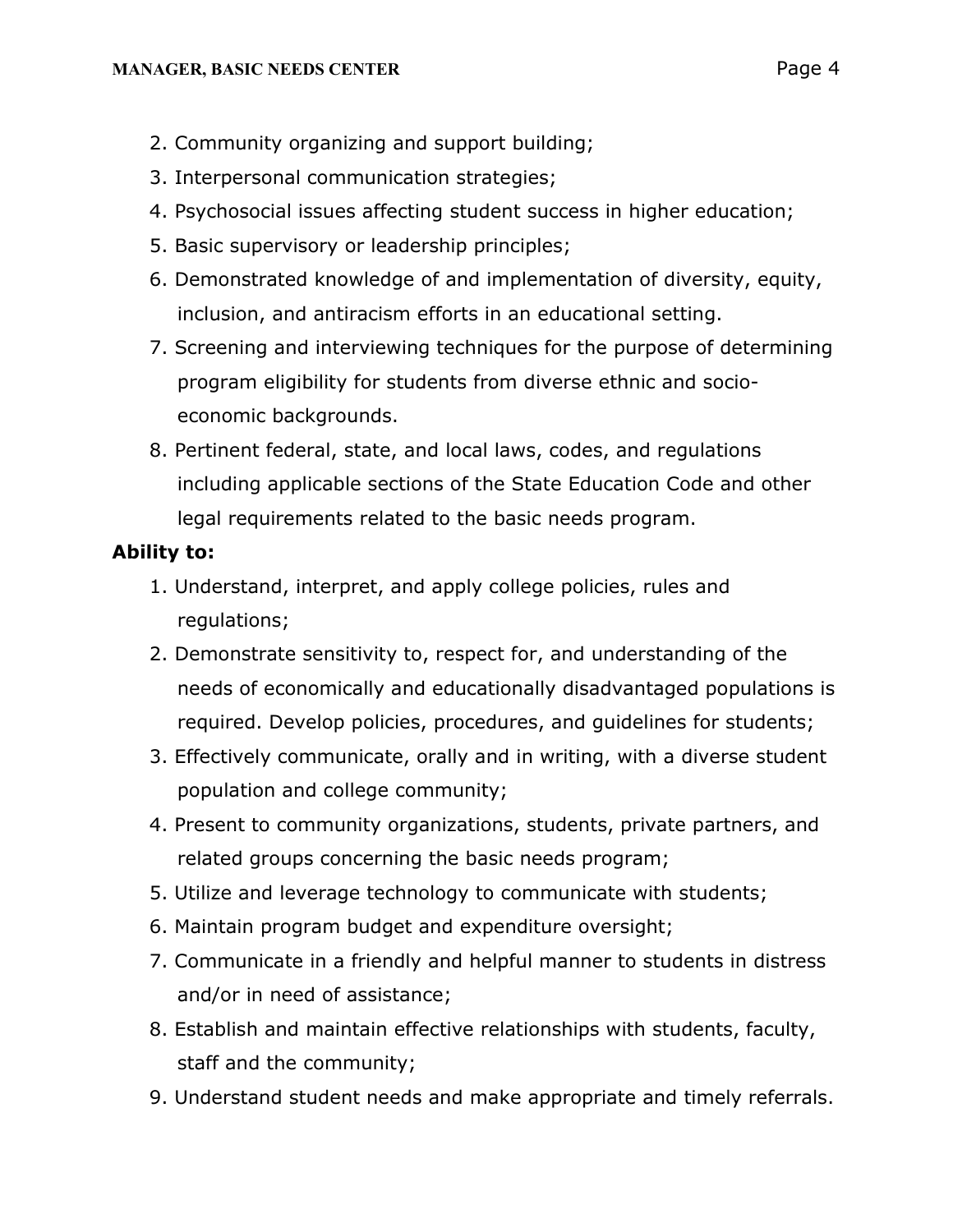2. Community organizing and support building;
3. Interpersonal communication strategies;
4. Psychosocial issues affecting student success in higher education;
5. Basic supervisory or leadership principles;
6. Demonstrated knowledge of and implementation of diversity, equity, inclusion, and antiracism efforts in an educational setting.
7. Screening and interviewing techniques for the purpose of determining program eligibility for students from diverse ethnic and socio-economic backgrounds.
8. Pertinent federal, state, and local laws, codes, and regulations including applicable sections of the State Education Code and other legal requirements related to the basic needs program.

**Ability to:**

1. Understand, interpret, and apply college policies, rules and regulations;
2. Demonstrate sensitivity to, respect for, and understanding of the needs of economically and educationally disadvantaged populations is required. Develop policies, procedures, and guidelines for students;
3. Effectively communicate, orally and in writing, with a diverse student population and college community;
4. Present to community organizations, students, private partners, and related groups concerning the basic needs program;
5. Utilize and leverage technology to communicate with students;
6. Maintain program budget and expenditure oversight;
7. Communicate in a friendly and helpful manner to students in distress and/or in need of assistance;
8. Establish and maintain effective relationships with students, faculty, staff and the community;
9. Understand student needs and make appropriate and timely referrals.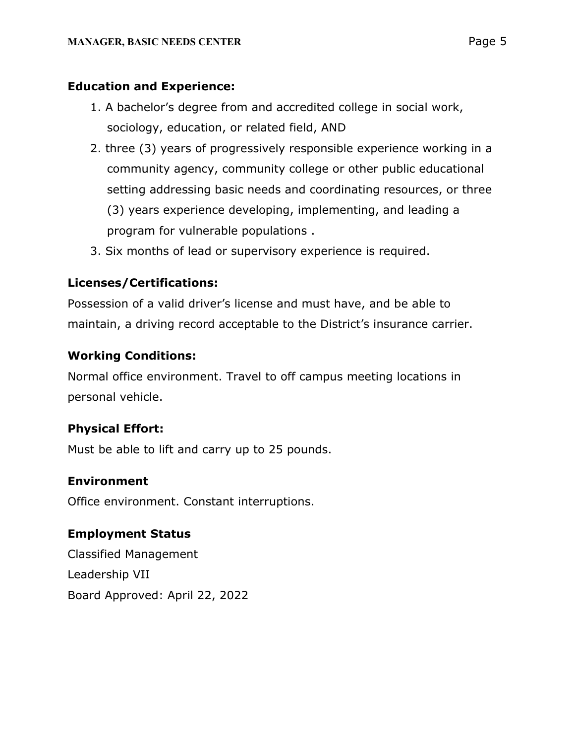**Education and Experience:**

1. A bachelor's degree from and accredited college in social work, sociology, education, or related field, AND
2. three (3) years of progressively responsible experience working in a community agency, community college or other public educational setting addressing basic needs and coordinating resources, or three (3) years experience developing, implementing, and leading a program for vulnerable populations .
3. Six months of lead or supervisory experience is required.

**Licenses/Certifications:**

Possession of a valid driver's license and must have, and be able to maintain, a driving record acceptable to the District's insurance carrier.

**Working Conditions:**

Normal office environment. Travel to off campus meeting locations in personal vehicle.

**Physical Effort:**

Must be able to lift and carry up to 25 pounds.

**Environment**

Office environment. Constant interruptions.

**Employment Status**

Classified Management
Leadership VII
Board Approved: April 22, 2022